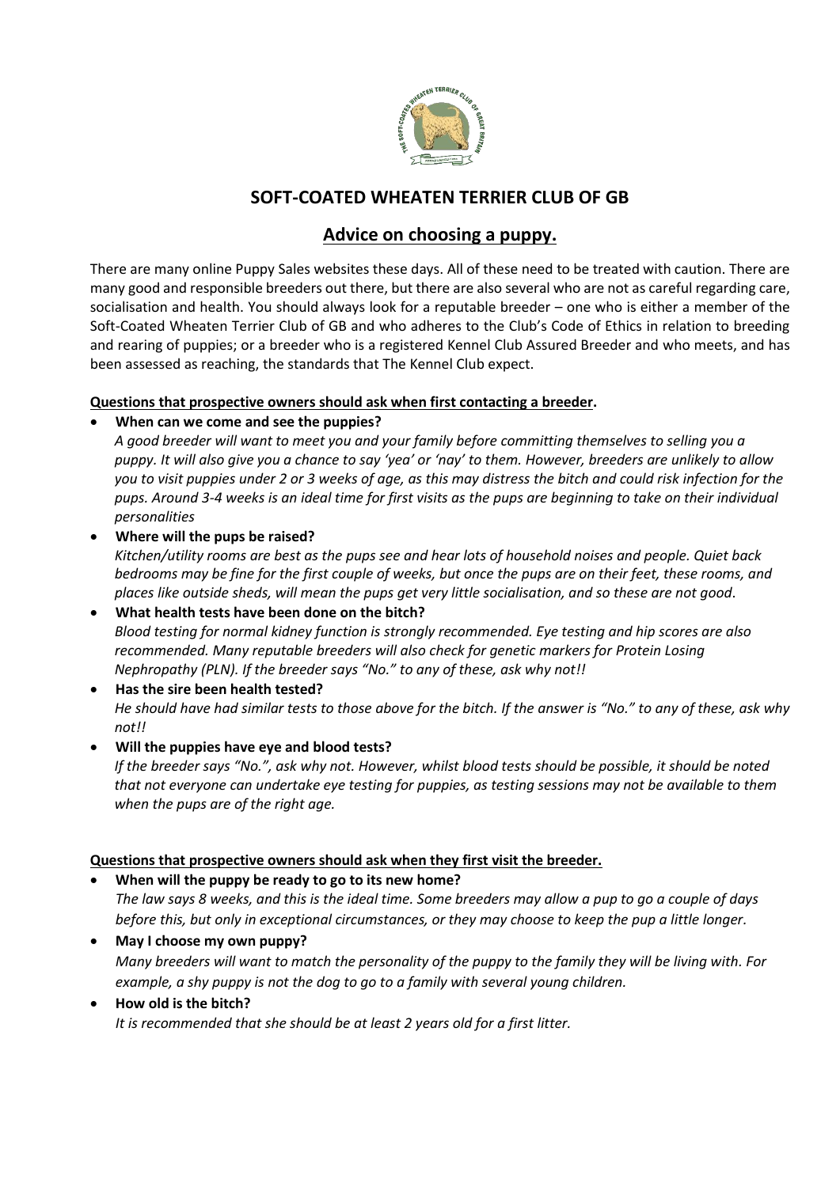# SOFT-COATED WHEATEN TERRIER CLUB OF GB

## Advice on choosing a puppy.

There are many online Puppy Sales websites these days. All of these need to be treated with caution. There are many good and responsible breeders out there, but there are also several who are not as careful regarding care, socialisation and health. You should always look for a reputable breeder – one who is either a member of the Soft-Coated Wheaten Terrier Club of GB and who adheres to the Club's Code of Ethics in relation to breeding and rearing of puppies; or a breeder who is a registered Kennel Club Assured Breeder and who meets, and has been assessed as reaching, the standards that The Kennel Club expect.

**Questions that prospective owners should ask when first contacting a breeder.**

- **When can we come and see the puppies?**
  *A good breeder will want to meet you and your family before committing themselves to selling you a puppy. It will also give you a chance to say 'yea' or 'nay' to them. However, breeders are unlikely to allow you to visit puppies under 2 or 3 weeks of age, as this may distress the bitch and could risk infection for the pups. Around 3-4 weeks is an ideal time for first visits as the pups are beginning to take on their individual personalities*
- **Where will the pups be raised?**
  *Kitchen/utility rooms are best as the pups see and hear lots of household noises and people. Quiet back bedrooms may be fine for the first couple of weeks, but once the pups are on their feet, these rooms, and places like outside sheds, will mean the pups get very little socialisation, and so these are not good.*
- **What health tests have been done on the bitch?**
  *Blood testing for normal kidney function is strongly recommended. Eye testing and hip scores are also recommended. Many reputable breeders will also check for genetic markers for Protein Losing Nephropathy (PLN). If the breeder says "No." to any of these, ask why not!!*
- **Has the sire been health tested?**
  *He should have had similar tests to those above for the bitch. If the answer is "No." to any of these, ask why not!!*
- **Will the puppies have eye and blood tests?**
  *If the breeder says "No.", ask why not. However, whilst blood tests should be possible, it should be noted that not everyone can undertake eye testing for puppies, as testing sessions may not be available to them when the pups are of the right age.*

**Questions that prospective owners should ask when they first visit the breeder.**

- **When will the puppy be ready to go to its new home?**
  *The law says 8 weeks, and this is the ideal time. Some breeders may allow a pup to go a couple of days before this, but only in exceptional circumstances, or they may choose to keep the pup a little longer.*
- **May I choose my own puppy?**
  *Many breeders will want to match the personality of the puppy to the family they will be living with. For example, a shy puppy is not the dog to go to a family with several young children.*
- **How old is the bitch?**
  *It is recommended that she should be at least 2 years old for a first litter.*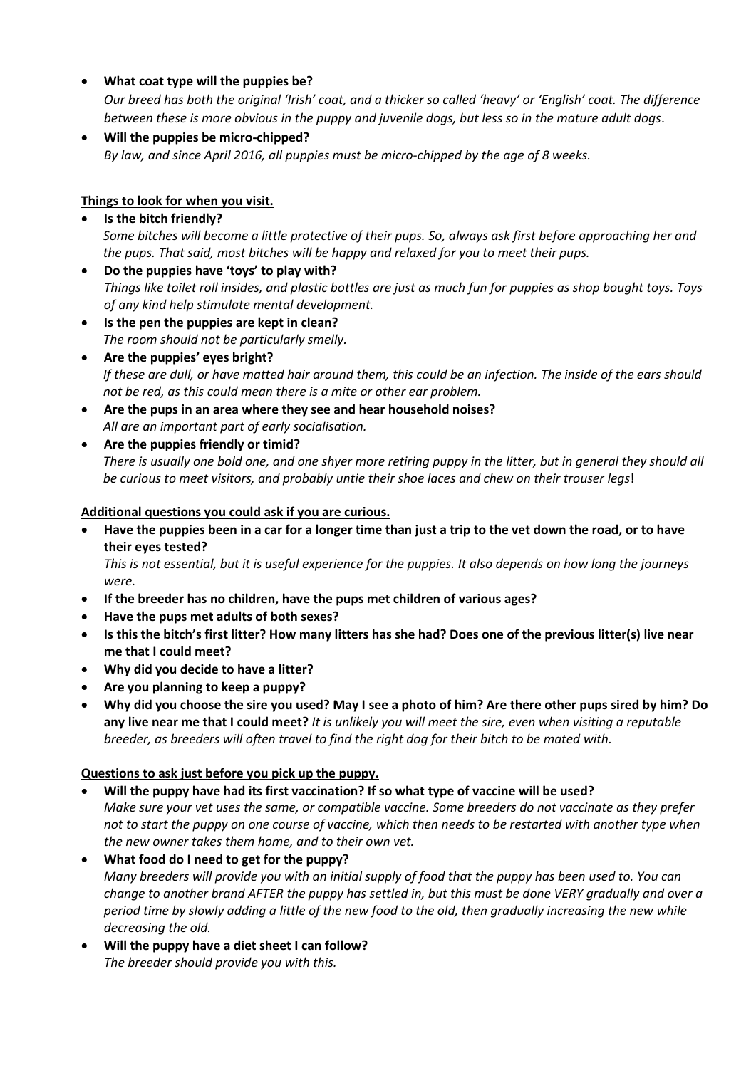- **What coat type will the puppies be?**
  *Our breed has both the original 'Irish' coat, and a thicker so called 'heavy' or 'English' coat. The difference between these is more obvious in the puppy and juvenile dogs, but less so in the mature adult dogs*.
- **Will the puppies be micro-chipped?**
  *By law, and since April 2016, all puppies must be micro-chipped by the age of 8 weeks.*

**Things to look for when you visit.**

- **Is the bitch friendly?**
  *Some bitches will become a little protective of their pups. So, always ask first before approaching her and the pups. That said, most bitches will be happy and relaxed for you to meet their pups.*
- **Do the puppies have 'toys' to play with?**
  *Things like toilet roll insides, and plastic bottles are just as much fun for puppies as shop bought toys. Toys of any kind help stimulate mental development.*
- **Is the pen the puppies are kept in clean?**
  *The room should not be particularly smelly.*
- **Are the puppies' eyes bright?**
  *If these are dull, or have matted hair around them, this could be an infection. The inside of the ears should not be red, as this could mean there is a mite or other ear problem.*
- **Are the pups in an area where they see and hear household noises?**
  *All are an important part of early socialisation.*
- **Are the puppies friendly or timid?**
  *There is usually one bold one, and one shyer more retiring puppy in the litter, but in general they should all be curious to meet visitors, and probably untie their shoe laces and chew on their trouser legs*!

**Additional questions you could ask if you are curious.**

- **Have the puppies been in a car for a longer time than just a trip to the vet down the road, or to have their eyes tested?**
  *This is not essential, but it is useful experience for the puppies. It also depends on how long the journeys were.*
- **If the breeder has no children, have the pups met children of various ages?**
- **Have the pups met adults of both sexes?**
- **Is this the bitch's first litter? How many litters has she had? Does one of the previous litter(s) live near me that I could meet?**
- **Why did you decide to have a litter?**
- **Are you planning to keep a puppy?**
- **Why did you choose the sire you used? May I see a photo of him? Are there other pups sired by him? Do any live near me that I could meet?** *It is unlikely you will meet the sire, even when visiting a reputable breeder, as breeders will often travel to find the right dog for their bitch to be mated with.*

**Questions to ask just before you pick up the puppy.**

- **Will the puppy have had its first vaccination? If so what type of vaccine will be used?**
  *Make sure your vet uses the same, or compatible vaccine. Some breeders do not vaccinate as they prefer not to start the puppy on one course of vaccine, which then needs to be restarted with another type when the new owner takes them home, and to their own vet.*
- **What food do I need to get for the puppy?**
  *Many breeders will provide you with an initial supply of food that the puppy has been used to. You can change to another brand AFTER the puppy has settled in, but this must be done VERY gradually and over a period time by slowly adding a little of the new food to the old, then gradually increasing the new while decreasing the old.*
- **Will the puppy have a diet sheet I can follow?**
  *The breeder should provide you with this.*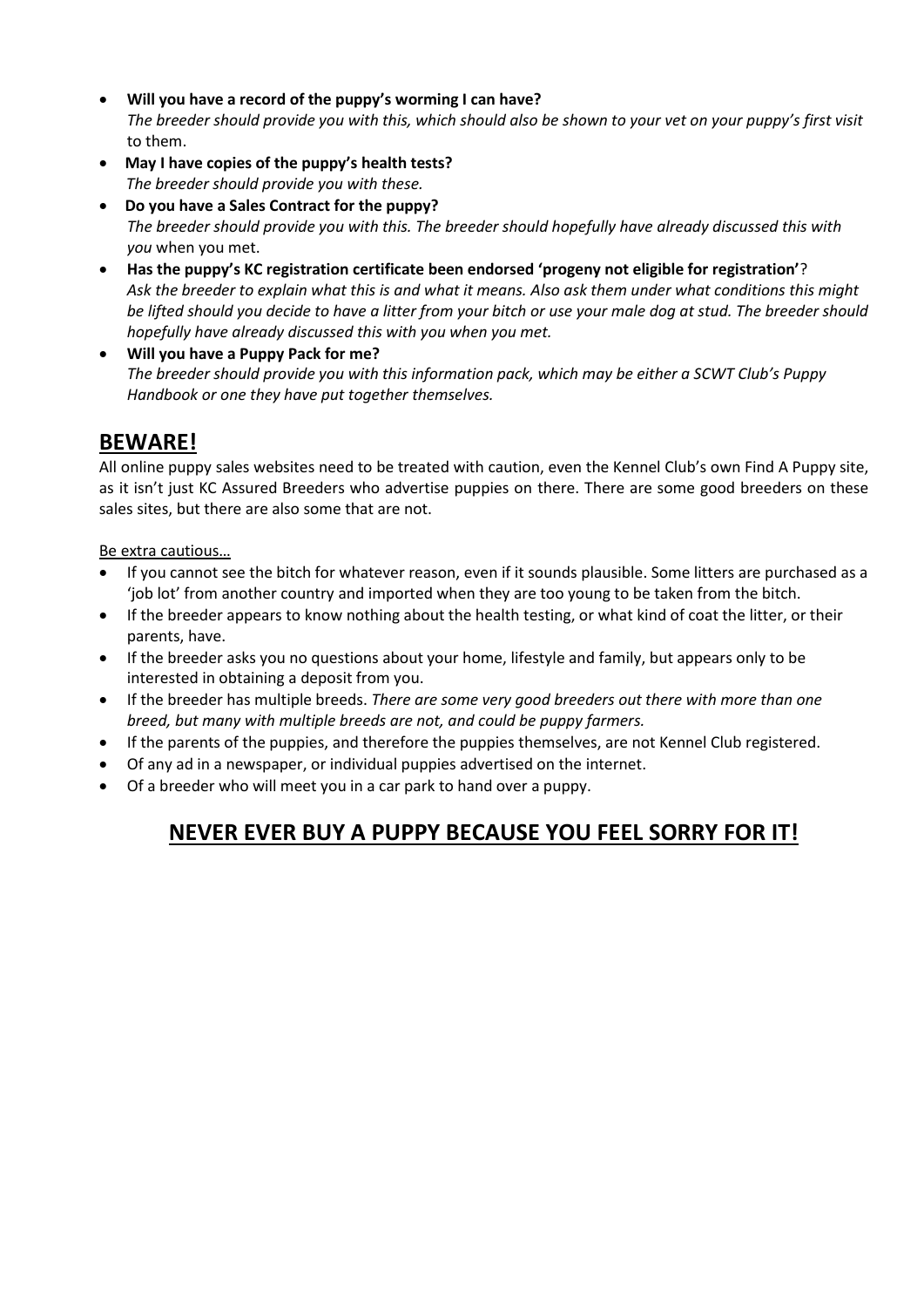- **Will you have a record of the puppy's worming I can have?**
  *The breeder should provide you with this, which should also be shown to your vet on your puppy's first visit* to them.
- **May I have copies of the puppy's health tests?**
  *The breeder should provide you with these.*
- **Do you have a Sales Contract for the puppy?**
  *The breeder should provide you with this. The breeder should hopefully have already discussed this with you* when you met.
- **Has the puppy's KC registration certificate been endorsed 'progeny not eligible for registration'**?
  *Ask the breeder to explain what this is and what it means. Also ask them under what conditions this might be lifted should you decide to have a litter from your bitch or use your male dog at stud. The breeder should hopefully have already discussed this with you when you met.*
- **Will you have a Puppy Pack for me?**
  *The breeder should provide you with this information pack, which may be either a SCWT Club's Puppy Handbook or one they have put together themselves.*

## BEWARE!

All online puppy sales websites need to be treated with caution, even the Kennel Club's own Find A Puppy site, as it isn't just KC Assured Breeders who advertise puppies on there. There are some good breeders on these sales sites, but there are also some that are not.

Be extra cautious…

- If you cannot see the bitch for whatever reason, even if it sounds plausible. Some litters are purchased as a 'job lot' from another country and imported when they are too young to be taken from the bitch.
- If the breeder appears to know nothing about the health testing, or what kind of coat the litter, or their parents, have.
- If the breeder asks you no questions about your home, lifestyle and family, but appears only to be interested in obtaining a deposit from you.
- If the breeder has multiple breeds. *There are some very good breeders out there with more than one breed, but many with multiple breeds are not, and could be puppy farmers.*
- If the parents of the puppies, and therefore the puppies themselves, are not Kennel Club registered.
- Of any ad in a newspaper, or individual puppies advertised on the internet.
- Of a breeder who will meet you in a car park to hand over a puppy.

## NEVER EVER BUY A PUPPY BECAUSE YOU FEEL SORRY FOR IT!